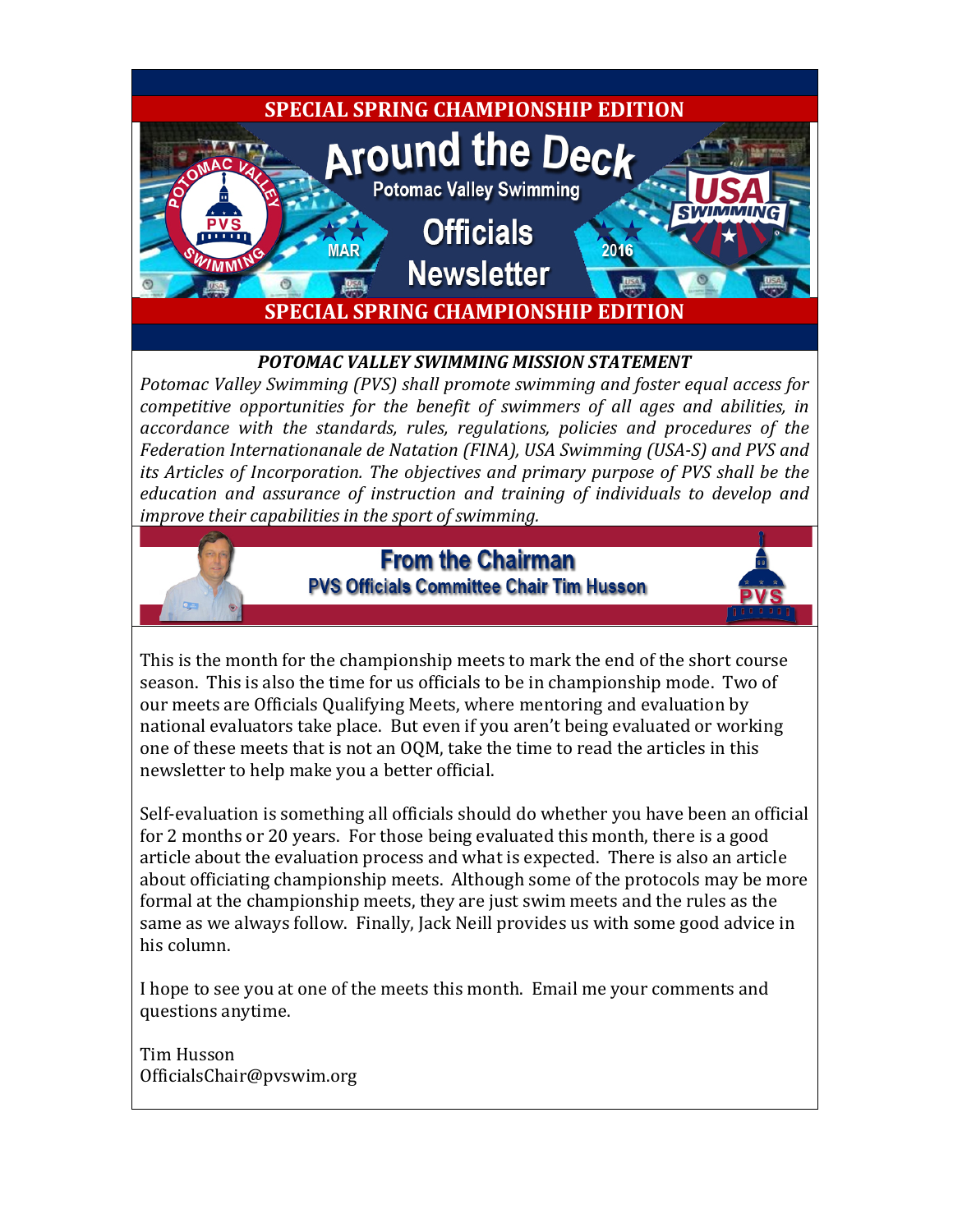**SPECIAL SPRING CHAMPIONSHIP EDITION**

# Around the Deck

Potomac Valley Swimming

## Officials Newsletter

MAR 2016

**SPECIAL SPRING CHAMPIONSHIP EDITION**

***POTOMAC VALLEY SWIMMING MISSION STATEMENT***

*Potomac Valley Swimming (PVS) shall promote swimming and foster equal access for competitive opportunities for the benefit of swimmers of all ages and abilities, in accordance with the standards, rules, regulations, policies and procedures of the Federation Internationanale de Natation (FINA), USA Swimming (USA-S) and PVS and its Articles of Incorporation. The objectives and primary purpose of PVS shall be the education and assurance of instruction and training of individuals to develop and improve their capabilities in the sport of swimming.*

## From the Chairman

**PVS Officials Committee Chair Tim Husson**

This is the month for the championship meets to mark the end of the short course season. This is also the time for us officials to be in championship mode. Two of our meets are Officials Qualifying Meets, where mentoring and evaluation by national evaluators take place. But even if you aren't being evaluated or working one of these meets that is not an OQM, take the time to read the articles in this newsletter to help make you a better official.

Self-evaluation is something all officials should do whether you have been an official for 2 months or 20 years. For those being evaluated this month, there is a good article about the evaluation process and what is expected. There is also an article about officiating championship meets. Although some of the protocols may be more formal at the championship meets, they are just swim meets and the rules as the same as we always follow. Finally, Jack Neill provides us with some good advice in his column.

I hope to see you at one of the meets this month. Email me your comments and questions anytime.

Tim Husson
OfficialsChair@pvswim.org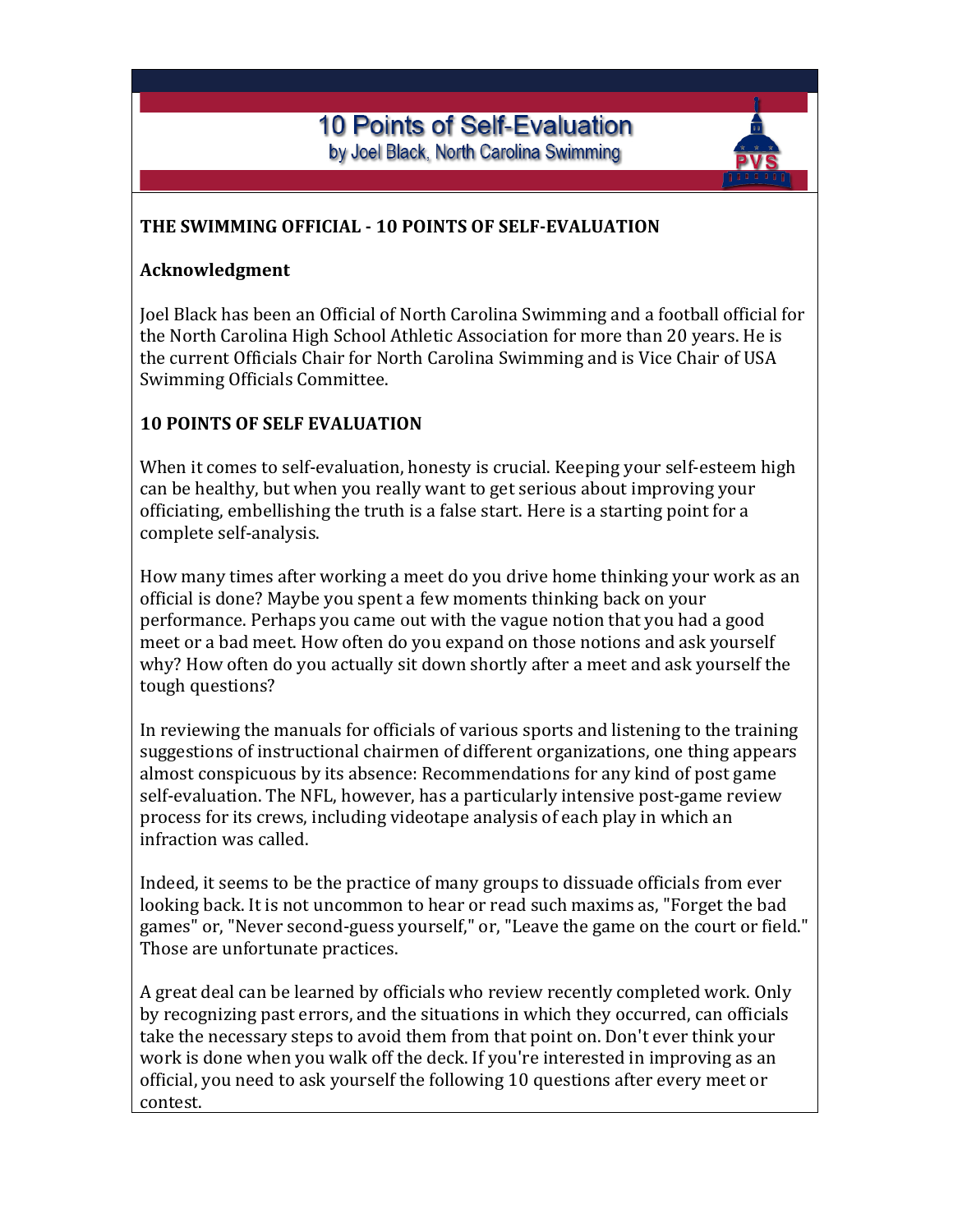# 10 Points of Self-Evaluation

by Joel Black, North Carolina Swimming

## THE SWIMMING OFFICIAL - 10 POINTS OF SELF-EVALUATION

### Acknowledgment

Joel Black has been an Official of North Carolina Swimming and a football official for the North Carolina High School Athletic Association for more than 20 years. He is the current Officials Chair for North Carolina Swimming and is Vice Chair of USA Swimming Officials Committee.

### 10 POINTS OF SELF EVALUATION

When it comes to self-evaluation, honesty is crucial. Keeping your self-esteem high can be healthy, but when you really want to get serious about improving your officiating, embellishing the truth is a false start. Here is a starting point for a complete self-analysis.

How many times after working a meet do you drive home thinking your work as an official is done? Maybe you spent a few moments thinking back on your performance. Perhaps you came out with the vague notion that you had a good meet or a bad meet. How often do you expand on those notions and ask yourself why? How often do you actually sit down shortly after a meet and ask yourself the tough questions?

In reviewing the manuals for officials of various sports and listening to the training suggestions of instructional chairmen of different organizations, one thing appears almost conspicuous by its absence: Recommendations for any kind of post game self-evaluation. The NFL, however, has a particularly intensive post-game review process for its crews, including videotape analysis of each play in which an infraction was called.

Indeed, it seems to be the practice of many groups to dissuade officials from ever looking back. It is not uncommon to hear or read such maxims as, "Forget the bad games" or, "Never second-guess yourself," or, "Leave the game on the court or field." Those are unfortunate practices.

A great deal can be learned by officials who review recently completed work. Only by recognizing past errors, and the situations in which they occurred, can officials take the necessary steps to avoid them from that point on. Don't ever think your work is done when you walk off the deck. If you're interested in improving as an official, you need to ask yourself the following 10 questions after every meet or contest.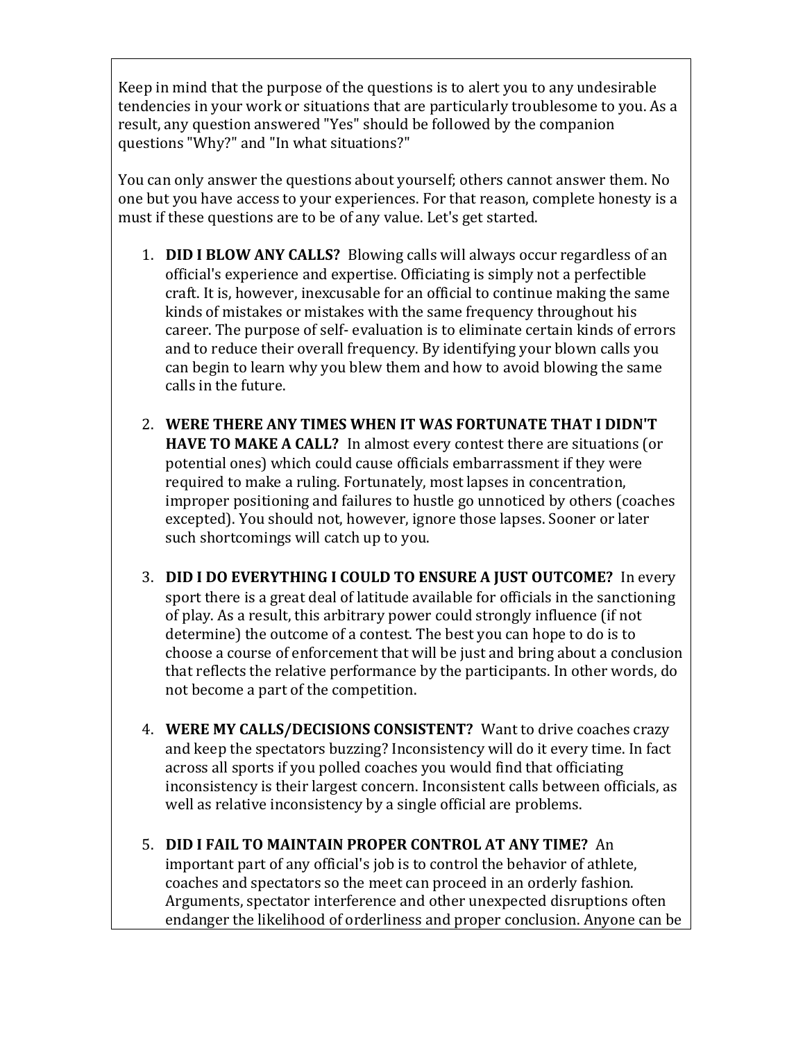Keep in mind that the purpose of the questions is to alert you to any undesirable tendencies in your work or situations that are particularly troublesome to you. As a result, any question answered "Yes" should be followed by the companion questions "Why?" and "In what situations?"

You can only answer the questions about yourself; others cannot answer them. No one but you have access to your experiences. For that reason, complete honesty is a must if these questions are to be of any value. Let's get started.

1. **DID I BLOW ANY CALLS?** Blowing calls will always occur regardless of an official's experience and expertise. Officiating is simply not a perfectible craft. It is, however, inexcusable for an official to continue making the same kinds of mistakes or mistakes with the same frequency throughout his career. The purpose of self- evaluation is to eliminate certain kinds of errors and to reduce their overall frequency. By identifying your blown calls you can begin to learn why you blew them and how to avoid blowing the same calls in the future.

2. **WERE THERE ANY TIMES WHEN IT WAS FORTUNATE THAT I DIDN'T HAVE TO MAKE A CALL?** In almost every contest there are situations (or potential ones) which could cause officials embarrassment if they were required to make a ruling. Fortunately, most lapses in concentration, improper positioning and failures to hustle go unnoticed by others (coaches excepted). You should not, however, ignore those lapses. Sooner or later such shortcomings will catch up to you.

3. **DID I DO EVERYTHING I COULD TO ENSURE A JUST OUTCOME?** In every sport there is a great deal of latitude available for officials in the sanctioning of play. As a result, this arbitrary power could strongly influence (if not determine) the outcome of a contest. The best you can hope to do is to choose a course of enforcement that will be just and bring about a conclusion that reflects the relative performance by the participants. In other words, do not become a part of the competition.

4. **WERE MY CALLS/DECISIONS CONSISTENT?** Want to drive coaches crazy and keep the spectators buzzing? Inconsistency will do it every time. In fact across all sports if you polled coaches you would find that officiating inconsistency is their largest concern. Inconsistent calls between officials, as well as relative inconsistency by a single official are problems.

5. **DID I FAIL TO MAINTAIN PROPER CONTROL AT ANY TIME?** An important part of any official's job is to control the behavior of athlete, coaches and spectators so the meet can proceed in an orderly fashion. Arguments, spectator interference and other unexpected disruptions often endanger the likelihood of orderliness and proper conclusion. Anyone can be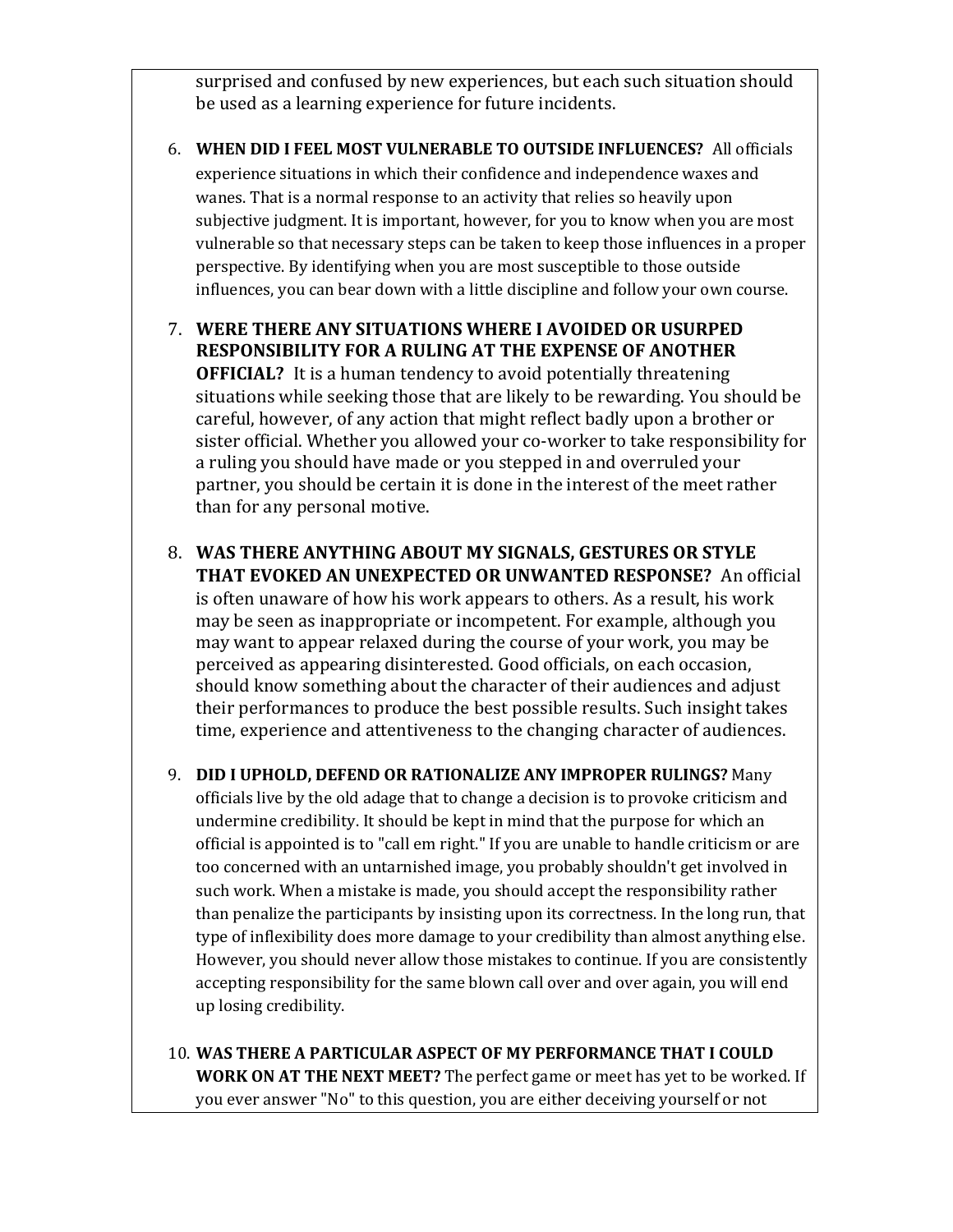surprised and confused by new experiences, but each such situation should be used as a learning experience for future incidents.

6. **WHEN DID I FEEL MOST VULNERABLE TO OUTSIDE INFLUENCES?** All officials experience situations in which their confidence and independence waxes and wanes. That is a normal response to an activity that relies so heavily upon subjective judgment. It is important, however, for you to know when you are most vulnerable so that necessary steps can be taken to keep those influences in a proper perspective. By identifying when you are most susceptible to those outside influences, you can bear down with a little discipline and follow your own course.

7. **WERE THERE ANY SITUATIONS WHERE I AVOIDED OR USURPED RESPONSIBILITY FOR A RULING AT THE EXPENSE OF ANOTHER OFFICIAL?** It is a human tendency to avoid potentially threatening situations while seeking those that are likely to be rewarding. You should be careful, however, of any action that might reflect badly upon a brother or sister official. Whether you allowed your co-worker to take responsibility for a ruling you should have made or you stepped in and overruled your partner, you should be certain it is done in the interest of the meet rather than for any personal motive.

8. **WAS THERE ANYTHING ABOUT MY SIGNALS, GESTURES OR STYLE THAT EVOKED AN UNEXPECTED OR UNWANTED RESPONSE?** An official is often unaware of how his work appears to others. As a result, his work may be seen as inappropriate or incompetent. For example, although you may want to appear relaxed during the course of your work, you may be perceived as appearing disinterested. Good officials, on each occasion, should know something about the character of their audiences and adjust their performances to produce the best possible results. Such insight takes time, experience and attentiveness to the changing character of audiences.

9. **DID I UPHOLD, DEFEND OR RATIONALIZE ANY IMPROPER RULINGS?** Many officials live by the old adage that to change a decision is to provoke criticism and undermine credibility. It should be kept in mind that the purpose for which an official is appointed is to "call em right." If you are unable to handle criticism or are too concerned with an untarnished image, you probably shouldn't get involved in such work. When a mistake is made, you should accept the responsibility rather than penalize the participants by insisting upon its correctness. In the long run, that type of inflexibility does more damage to your credibility than almost anything else. However, you should never allow those mistakes to continue. If you are consistently accepting responsibility for the same blown call over and over again, you will end up losing credibility.

10. **WAS THERE A PARTICULAR ASPECT OF MY PERFORMANCE THAT I COULD WORK ON AT THE NEXT MEET?** The perfect game or meet has yet to be worked. If you ever answer "No" to this question, you are either deceiving yourself or not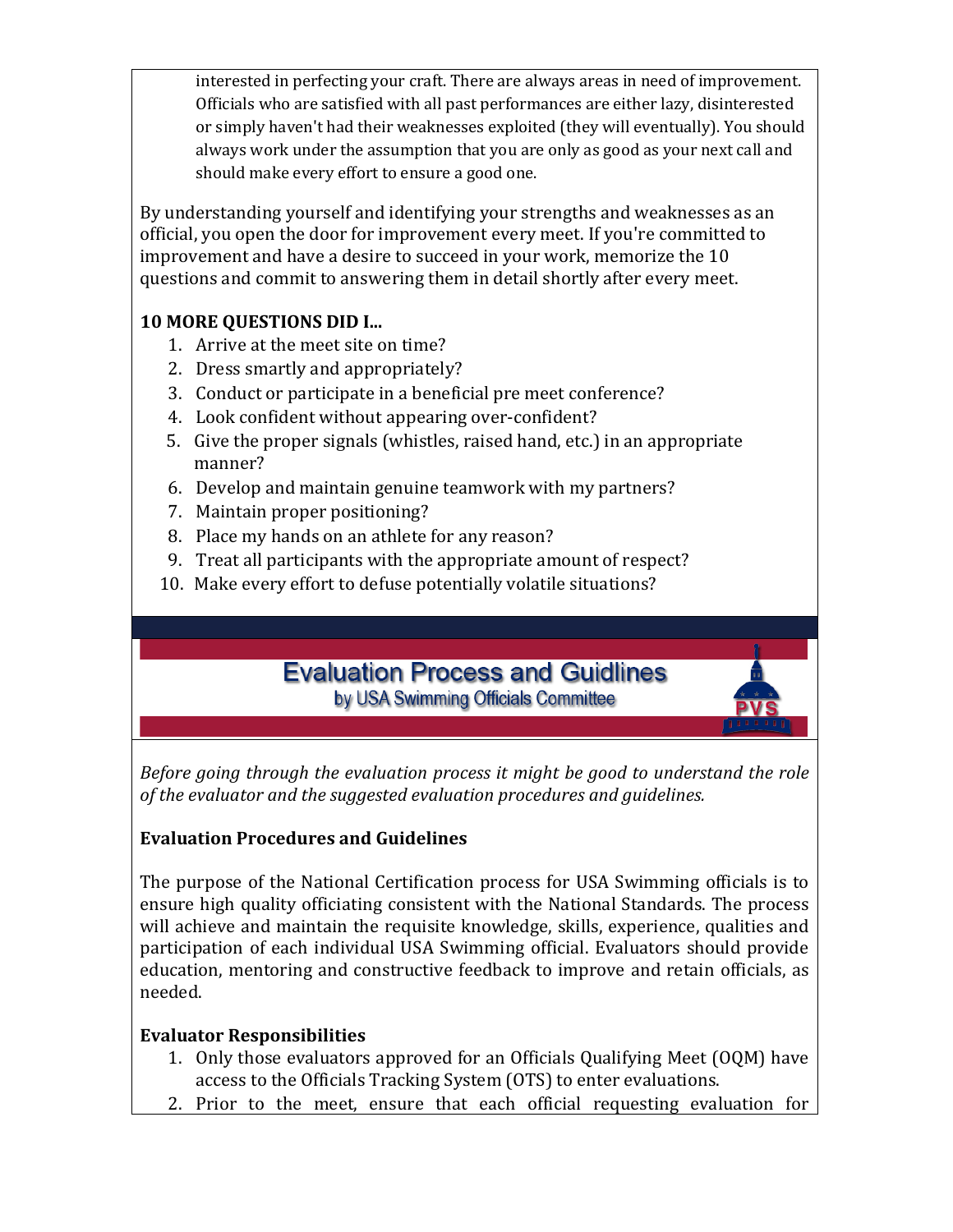interested in perfecting your craft. There are always areas in need of improvement. Officials who are satisfied with all past performances are either lazy, disinterested or simply haven't had their weaknesses exploited (they will eventually). You should always work under the assumption that you are only as good as your next call and should make every effort to ensure a good one.

By understanding yourself and identifying your strengths and weaknesses as an official, you open the door for improvement every meet. If you're committed to improvement and have a desire to succeed in your work, memorize the 10 questions and commit to answering them in detail shortly after every meet.

**10 MORE QUESTIONS DID I...**

1. Arrive at the meet site on time?
2. Dress smartly and appropriately?
3. Conduct or participate in a beneficial pre meet conference?
4. Look confident without appearing over-confident?
5. Give the proper signals (whistles, raised hand, etc.) in an appropriate manner?
6. Develop and maintain genuine teamwork with my partners?
7. Maintain proper positioning?
8. Place my hands on an athlete for any reason?
9. Treat all participants with the appropriate amount of respect?
10. Make every effort to defuse potentially volatile situations?

## Evaluation Process and Guidlines

by USA Swimming Officials Committee

*Before going through the evaluation process it might be good to understand the role of the evaluator and the suggested evaluation procedures and guidelines.*

**Evaluation Procedures and Guidelines**

The purpose of the National Certification process for USA Swimming officials is to ensure high quality officiating consistent with the National Standards. The process will achieve and maintain the requisite knowledge, skills, experience, qualities and participation of each individual USA Swimming official. Evaluators should provide education, mentoring and constructive feedback to improve and retain officials, as needed.

**Evaluator Responsibilities**

1. Only those evaluators approved for an Officials Qualifying Meet (OQM) have access to the Officials Tracking System (OTS) to enter evaluations.
2. Prior to the meet, ensure that each official requesting evaluation for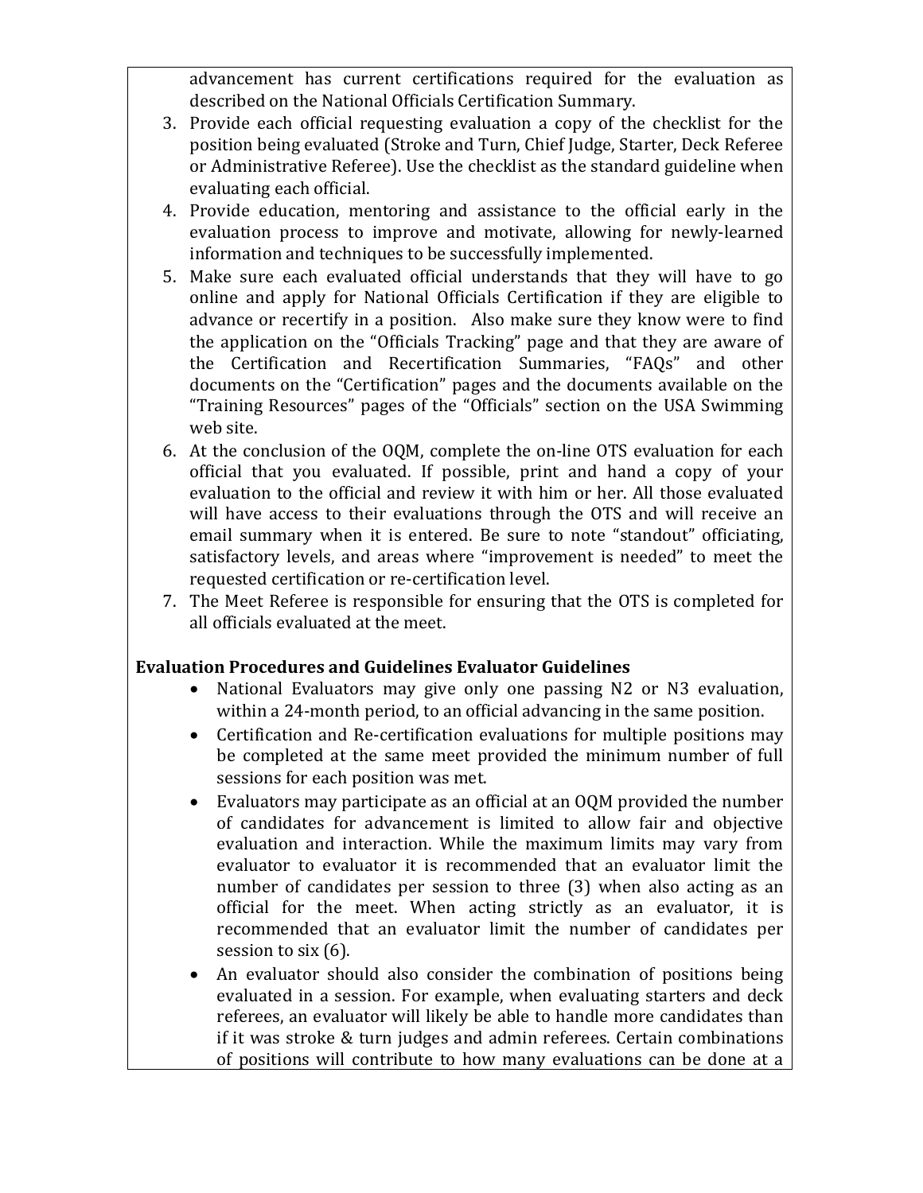advancement has current certifications required for the evaluation as described on the National Officials Certification Summary.

3. Provide each official requesting evaluation a copy of the checklist for the position being evaluated (Stroke and Turn, Chief Judge, Starter, Deck Referee or Administrative Referee). Use the checklist as the standard guideline when evaluating each official.
4. Provide education, mentoring and assistance to the official early in the evaluation process to improve and motivate, allowing for newly-learned information and techniques to be successfully implemented.
5. Make sure each evaluated official understands that they will have to go online and apply for National Officials Certification if they are eligible to advance or recertify in a position. Also make sure they know were to find the application on the "Officials Tracking" page and that they are aware of the Certification and Recertification Summaries, "FAQs" and other documents on the "Certification" pages and the documents available on the "Training Resources" pages of the "Officials" section on the USA Swimming web site.
6. At the conclusion of the OQM, complete the on-line OTS evaluation for each official that you evaluated. If possible, print and hand a copy of your evaluation to the official and review it with him or her. All those evaluated will have access to their evaluations through the OTS and will receive an email summary when it is entered. Be sure to note "standout" officiating, satisfactory levels, and areas where "improvement is needed" to meet the requested certification or re-certification level.
7. The Meet Referee is responsible for ensuring that the OTS is completed for all officials evaluated at the meet.

**Evaluation Procedures and Guidelines Evaluator Guidelines**

- National Evaluators may give only one passing N2 or N3 evaluation, within a 24-month period, to an official advancing in the same position.
- Certification and Re-certification evaluations for multiple positions may be completed at the same meet provided the minimum number of full sessions for each position was met.
- Evaluators may participate as an official at an OQM provided the number of candidates for advancement is limited to allow fair and objective evaluation and interaction. While the maximum limits may vary from evaluator to evaluator it is recommended that an evaluator limit the number of candidates per session to three (3) when also acting as an official for the meet. When acting strictly as an evaluator, it is recommended that an evaluator limit the number of candidates per session to six (6).
- An evaluator should also consider the combination of positions being evaluated in a session. For example, when evaluating starters and deck referees, an evaluator will likely be able to handle more candidates than if it was stroke & turn judges and admin referees. Certain combinations of positions will contribute to how many evaluations can be done at a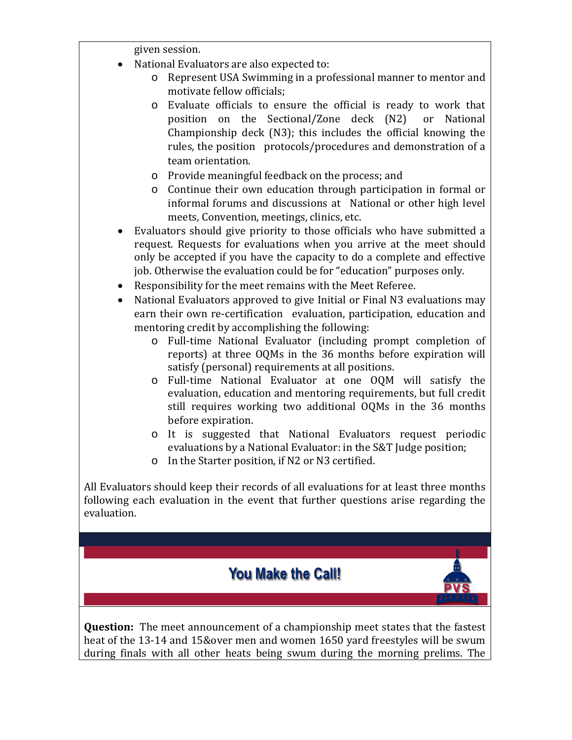given session.

- National Evaluators are also expected to:
  - Represent USA Swimming in a professional manner to mentor and motivate fellow officials;
  - Evaluate officials to ensure the official is ready to work that position on the Sectional/Zone deck (N2) or National Championship deck (N3); this includes the official knowing the rules, the position protocols/procedures and demonstration of a team orientation.
  - Provide meaningful feedback on the process; and
  - Continue their own education through participation in formal or informal forums and discussions at National or other high level meets, Convention, meetings, clinics, etc.
- Evaluators should give priority to those officials who have submitted a request. Requests for evaluations when you arrive at the meet should only be accepted if you have the capacity to do a complete and effective job. Otherwise the evaluation could be for "education" purposes only.
- Responsibility for the meet remains with the Meet Referee.
- National Evaluators approved to give Initial or Final N3 evaluations may earn their own re-certification evaluation, participation, education and mentoring credit by accomplishing the following:
  - Full-time National Evaluator (including prompt completion of reports) at three OQMs in the 36 months before expiration will satisfy (personal) requirements at all positions.
  - Full-time National Evaluator at one OQM will satisfy the evaluation, education and mentoring requirements, but full credit still requires working two additional OQMs in the 36 months before expiration.
  - It is suggested that National Evaluators request periodic evaluations by a National Evaluator: in the S&T Judge position;
  - In the Starter position, if N2 or N3 certified.

All Evaluators should keep their records of all evaluations for at least three months following each evaluation in the event that further questions arise regarding the evaluation.

## You Make the Call!

**Question:** The meet announcement of a championship meet states that the fastest heat of the 13-14 and 15&over men and women 1650 yard freestyles will be swum during finals with all other heats being swum during the morning prelims. The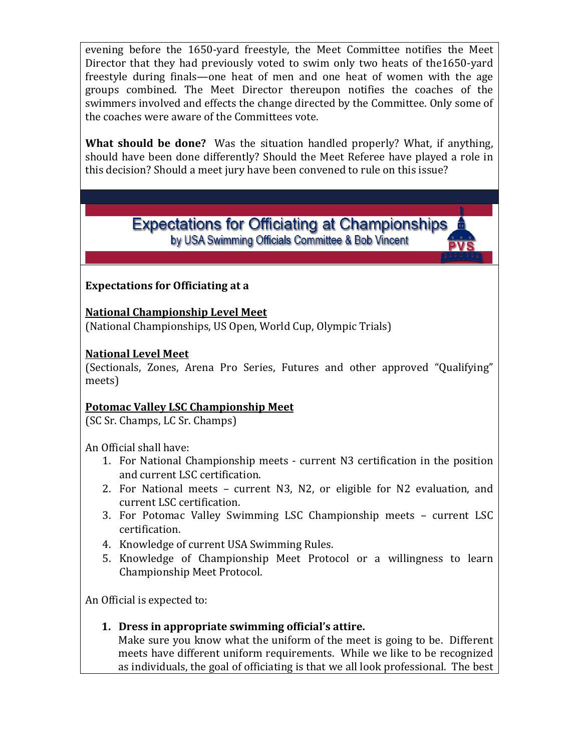evening before the 1650-yard freestyle, the Meet Committee notifies the Meet Director that they had previously voted to swim only two heats of the1650-yard freestyle during finals—one heat of men and one heat of women with the age groups combined. The Meet Director thereupon notifies the coaches of the swimmers involved and effects the change directed by the Committee. Only some of the coaches were aware of the Committees vote.

**What should be done?** Was the situation handled properly? What, if anything, should have been done differently? Should the Meet Referee have played a role in this decision? Should a meet jury have been convened to rule on this issue?

## Expectations for Officiating at Championships

by USA Swimming Officials Committee & Bob Vincent

**Expectations for Officiating at a**

**National Championship Level Meet**
(National Championships, US Open, World Cup, Olympic Trials)

**National Level Meet**
(Sectionals, Zones, Arena Pro Series, Futures and other approved "Qualifying" meets)

**Potomac Valley LSC Championship Meet**
(SC Sr. Champs, LC Sr. Champs)

An Official shall have:

1. For National Championship meets - current N3 certification in the position and current LSC certification.
2. For National meets – current N3, N2, or eligible for N2 evaluation, and current LSC certification.
3. For Potomac Valley Swimming LSC Championship meets – current LSC certification.
4. Knowledge of current USA Swimming Rules.
5. Knowledge of Championship Meet Protocol or a willingness to learn Championship Meet Protocol.

An Official is expected to:

1. **Dress in appropriate swimming official's attire.**
   Make sure you know what the uniform of the meet is going to be. Different meets have different uniform requirements. While we like to be recognized as individuals, the goal of officiating is that we all look professional. The best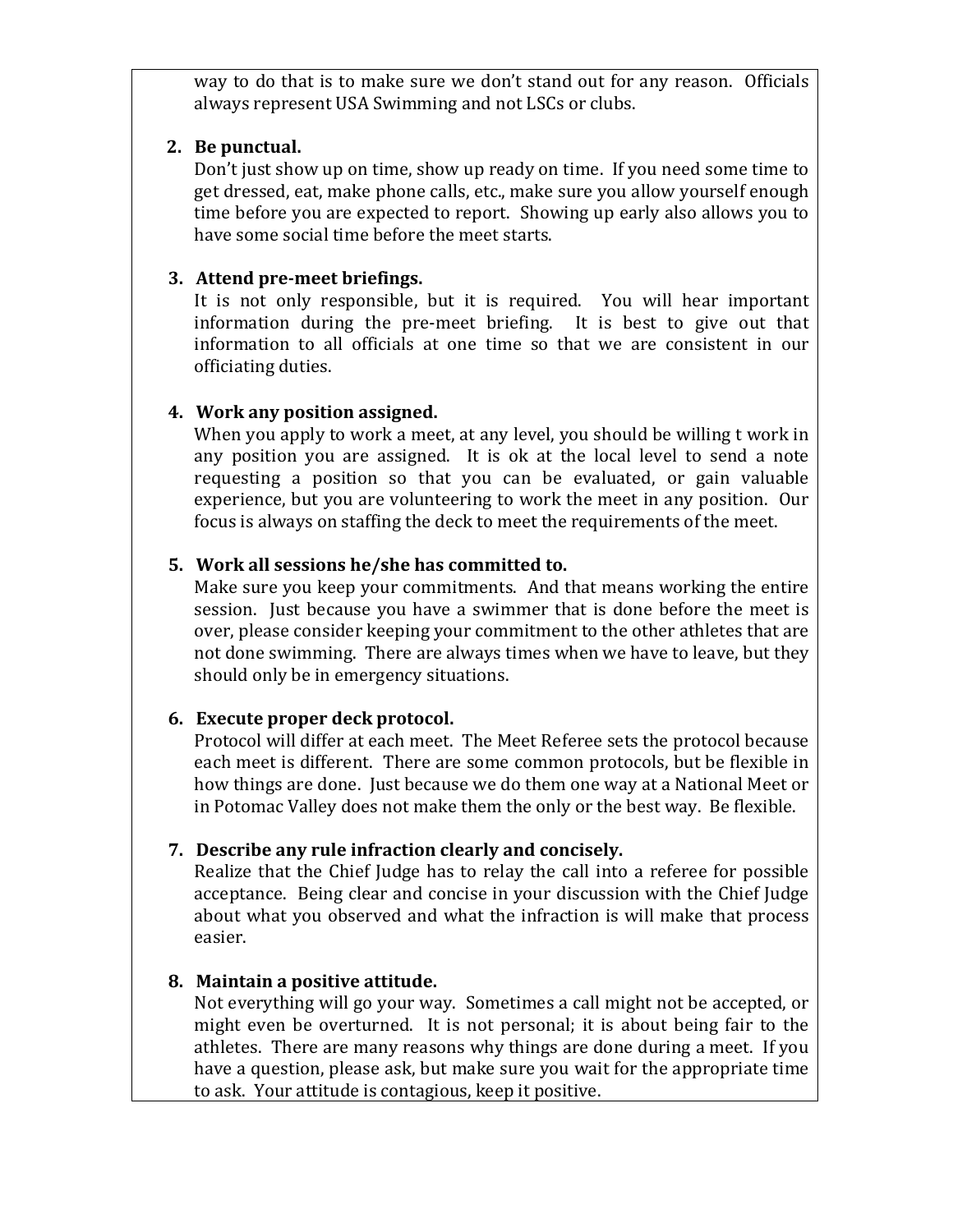way to do that is to make sure we don't stand out for any reason. Officials always represent USA Swimming and not LSCs or clubs.

2. **Be punctual.**
   Don't just show up on time, show up ready on time. If you need some time to get dressed, eat, make phone calls, etc., make sure you allow yourself enough time before you are expected to report. Showing up early also allows you to have some social time before the meet starts.

3. **Attend pre-meet briefings.**
   It is not only responsible, but it is required. You will hear important information during the pre-meet briefing. It is best to give out that information to all officials at one time so that we are consistent in our officiating duties.

4. **Work any position assigned.**
   When you apply to work a meet, at any level, you should be willing t work in any position you are assigned. It is ok at the local level to send a note requesting a position so that you can be evaluated, or gain valuable experience, but you are volunteering to work the meet in any position. Our focus is always on staffing the deck to meet the requirements of the meet.

5. **Work all sessions he/she has committed to.**
   Make sure you keep your commitments. And that means working the entire session. Just because you have a swimmer that is done before the meet is over, please consider keeping your commitment to the other athletes that are not done swimming. There are always times when we have to leave, but they should only be in emergency situations.

6. **Execute proper deck protocol.**
   Protocol will differ at each meet. The Meet Referee sets the protocol because each meet is different. There are some common protocols, but be flexible in how things are done. Just because we do them one way at a National Meet or in Potomac Valley does not make them the only or the best way. Be flexible.

7. **Describe any rule infraction clearly and concisely.**
   Realize that the Chief Judge has to relay the call into a referee for possible acceptance. Being clear and concise in your discussion with the Chief Judge about what you observed and what the infraction is will make that process easier.

8. **Maintain a positive attitude.**
   Not everything will go your way. Sometimes a call might not be accepted, or might even be overturned. It is not personal; it is about being fair to the athletes. There are many reasons why things are done during a meet. If you have a question, please ask, but make sure you wait for the appropriate time to ask. Your attitude is contagious, keep it positive.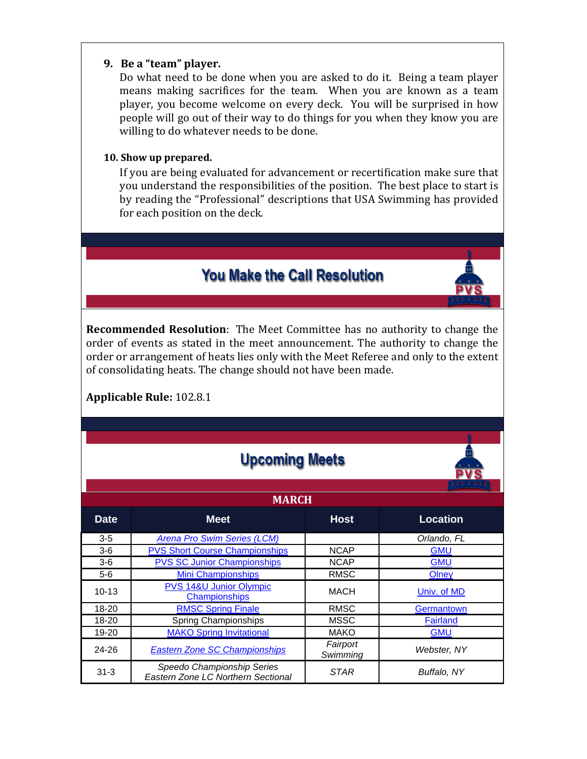**9. Be a "team" player.**

Do what need to be done when you are asked to do it. Being a team player means making sacrifices for the team. When you are known as a team player, you become welcome on every deck. You will be surprised in how people will go out of their way to do things for you when they know you are willing to do whatever needs to be done.

**10. Show up prepared.**

If you are being evaluated for advancement or recertification make sure that you understand the responsibilities of the position. The best place to start is by reading the "Professional" descriptions that USA Swimming has provided for each position on the deck.

## You Make the Call Resolution

**Recommended Resolution**: The Meet Committee has no authority to change the order of events as stated in the meet announcement. The authority to change the order or arrangement of heats lies only with the Meet Referee and only to the extent of consolidating heats. The change should not have been made.

**Applicable Rule:** 102.8.1

## Upcoming Meets

**MARCH**

| Date | Meet | Host | Location |
|---|---|---|---|
| 3-5 | *Arena Pro Swim Series (LCM)* | | *Orlando, FL* |
| 3-6 | PVS Short Course Championships | NCAP | GMU |
| 3-6 | PVS SC Junior Championships | NCAP | GMU |
| 5-6 | Mini Championships | RMSC | Olney |
| 10-13 | PVS 14&U Junior Olympic Championships | MACH | Univ. of MD |
| 18-20 | RMSC Spring Finale | RMSC | Germantown |
| 18-20 | Spring Championships | MSSC | Fairland |
| 19-20 | MAKO Spring Invitational | MAKO | GMU |
| 24-26 | *Eastern Zone SC Championships* | *Fairport Swimming* | *Webster, NY* |
| 31-3 | *Speedo Championship Series Eastern Zone LC Northern Sectional* | *STAR* | *Buffalo, NY* |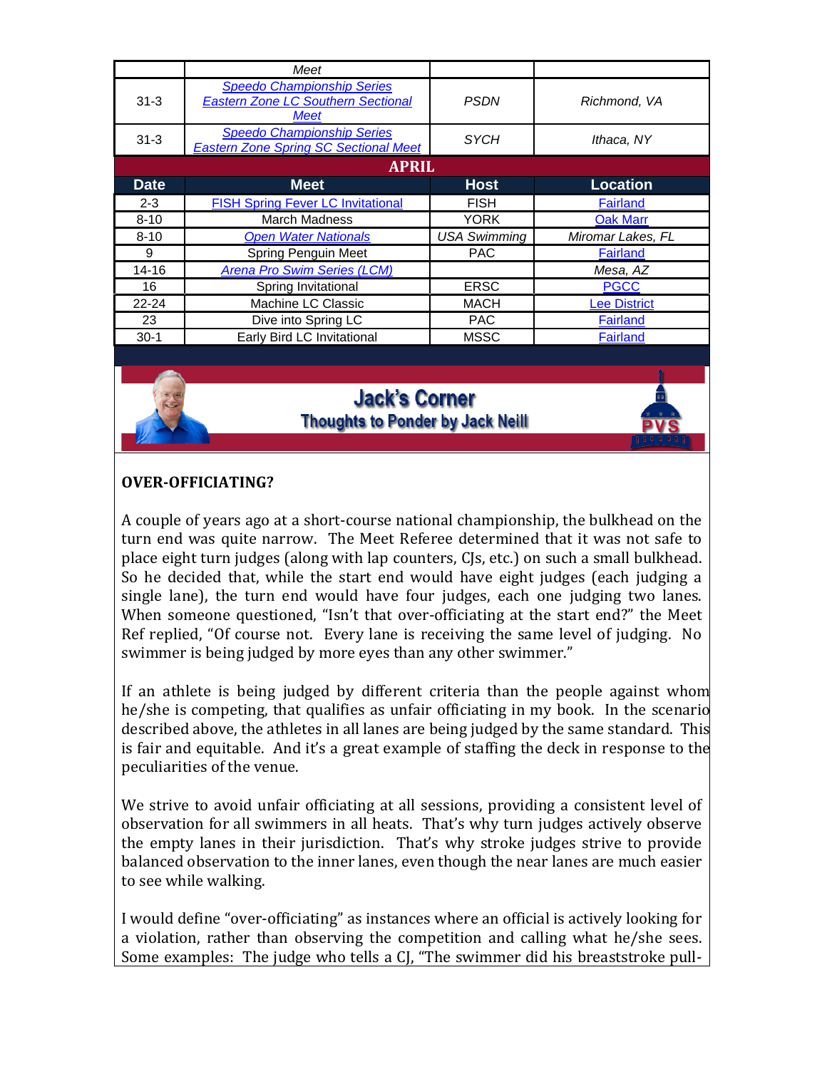| | Meet | | |
|---|---|---|---|
| 31-3 | *Speedo Championship Series Eastern Zone LC Southern Sectional Meet* | *PSDN* | *Richmond, VA* |
| 31-3 | *Speedo Championship Series Eastern Zone Spring SC Sectional Meet* | *SYCH* | *Ithaca, NY* |

**APRIL**

| Date | Meet | Host | Location |
|---|---|---|---|
| 2-3 | FISH Spring Fever LC Invitational | FISH | Fairland |
| 8-10 | March Madness | YORK | Oak Marr |
| 8-10 | *Open Water Nationals* | *USA Swimming* | *Miromar Lakes, FL* |
| 9 | Spring Penguin Meet | PAC | Fairland |
| 14-16 | *Arena Pro Swim Series (LCM)* | | *Mesa, AZ* |
| 16 | Spring Invitational | ERSC | PGCC |
| 22-24 | Machine LC Classic | MACH | Lee District |
| 23 | Dive into Spring LC | PAC | Fairland |
| 30-1 | Early Bird LC Invitational | MSSC | Fairland |

## Jack's Corner
### Thoughts to Ponder by Jack Neill

**OVER-OFFICIATING?**

A couple of years ago at a short-course national championship, the bulkhead on the turn end was quite narrow. The Meet Referee determined that it was not safe to place eight turn judges (along with lap counters, CJs, etc.) on such a small bulkhead. So he decided that, while the start end would have eight judges (each judging a single lane), the turn end would have four judges, each one judging two lanes. When someone questioned, "Isn't that over-officiating at the start end?" the Meet Ref replied, "Of course not. Every lane is receiving the same level of judging. No swimmer is being judged by more eyes than any other swimmer."

If an athlete is being judged by different criteria than the people against whom he/she is competing, that qualifies as unfair officiating in my book. In the scenario described above, the athletes in all lanes are being judged by the same standard. This is fair and equitable. And it's a great example of staffing the deck in response to the peculiarities of the venue.

We strive to avoid unfair officiating at all sessions, providing a consistent level of observation for all swimmers in all heats. That's why turn judges actively observe the empty lanes in their jurisdiction. That's why stroke judges strive to provide balanced observation to the inner lanes, even though the near lanes are much easier to see while walking.

I would define "over-officiating" as instances where an official is actively looking for a violation, rather than observing the competition and calling what he/she sees. Some examples: The judge who tells a CJ, "The swimmer did his breaststroke pull-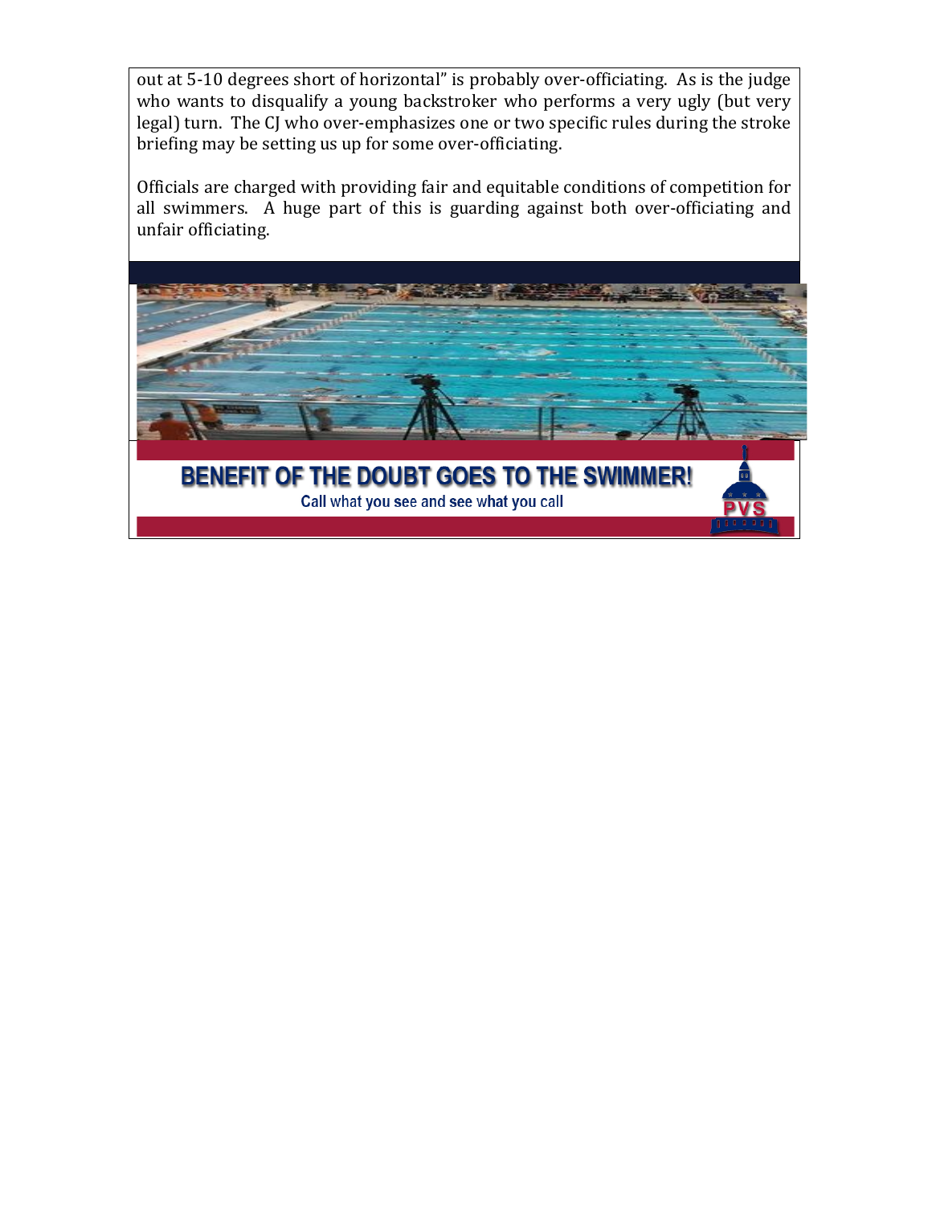out at 5-10 degrees short of horizontal" is probably over-officiating. As is the judge who wants to disqualify a young backstroker who performs a very ugly (but very legal) turn. The CJ who over-emphasizes one or two specific rules during the stroke briefing may be setting us up for some over-officiating.

Officials are charged with providing fair and equitable conditions of competition for all swimmers. A huge part of this is guarding against both over-officiating and unfair officiating.

**BENEFIT OF THE DOUBT GOES TO THE SWIMMER!**

Call what you see and see what you call